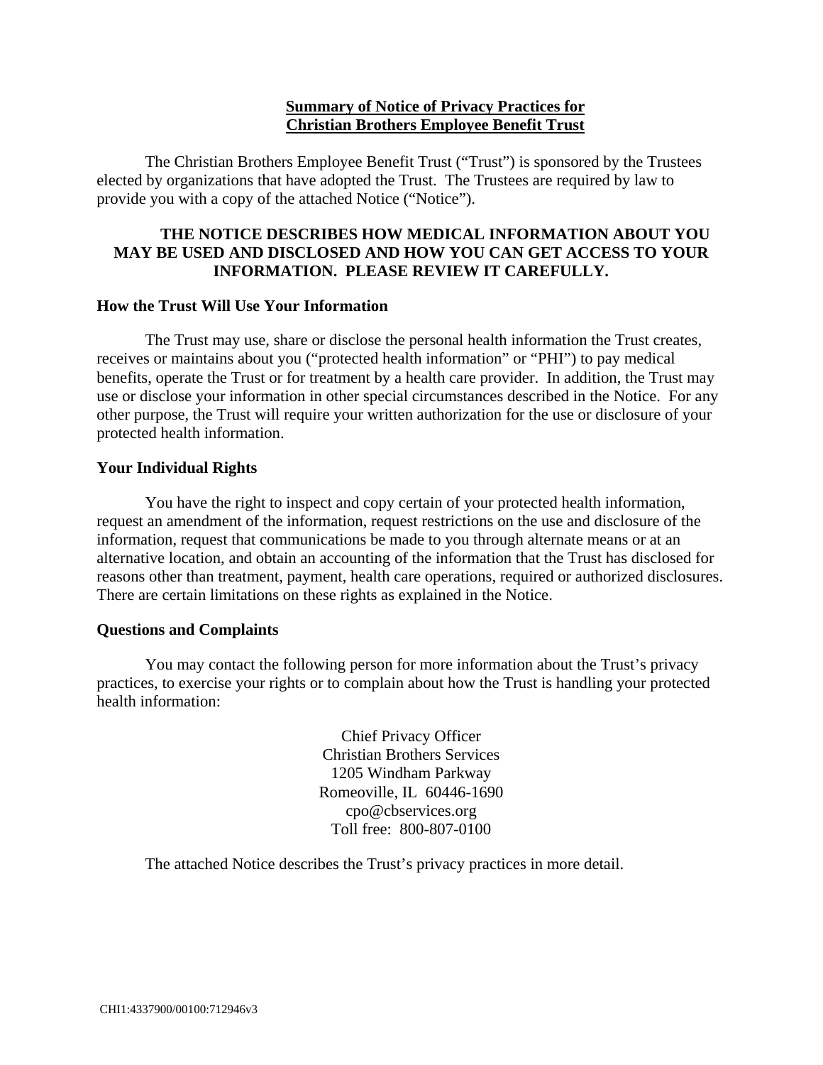# Summary of Notice of Privacy Practices for Christian Brothers Employee Benefit Trust

The Christian Brothers Employee Benefit Trust ("Trust") is sponsored by the Trustees elected by organizations that have adopted the Trust. The Trustees are required by law to provide you with a copy of the attached Notice ("Notice").

**THE NOTICE DESCRIBES HOW MEDICAL INFORMATION ABOUT YOU MAY BE USED AND DISCLOSED AND HOW YOU CAN GET ACCESS TO YOUR INFORMATION. PLEASE REVIEW IT CAREFULLY.**

## How the Trust Will Use Your Information

The Trust may use, share or disclose the personal health information the Trust creates, receives or maintains about you ("protected health information" or "PHI") to pay medical benefits, operate the Trust or for treatment by a health care provider. In addition, the Trust may use or disclose your information in other special circumstances described in the Notice. For any other purpose, the Trust will require your written authorization for the use or disclosure of your protected health information.

## Your Individual Rights

You have the right to inspect and copy certain of your protected health information, request an amendment of the information, request restrictions on the use and disclosure of the information, request that communications be made to you through alternate means or at an alternative location, and obtain an accounting of the information that the Trust has disclosed for reasons other than treatment, payment, health care operations, required or authorized disclosures. There are certain limitations on these rights as explained in the Notice.

## Questions and Complaints

You may contact the following person for more information about the Trust's privacy practices, to exercise your rights or to complain about how the Trust is handling your protected health information:

Chief Privacy Officer
Christian Brothers Services
1205 Windham Parkway
Romeoville, IL 60446-1690
cpo@cbservices.org
Toll free: 800-807-0100

The attached Notice describes the Trust's privacy practices in more detail.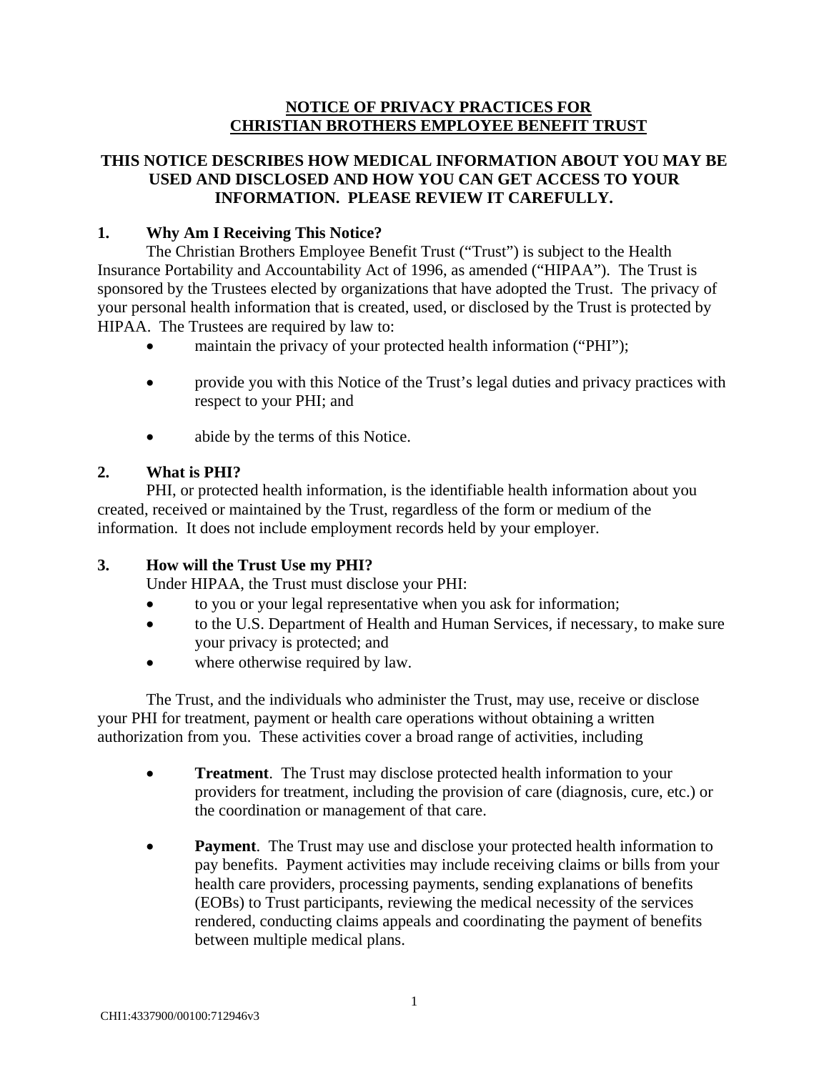**NOTICE OF PRIVACY PRACTICES FOR CHRISTIAN BROTHERS EMPLOYEE BENEFIT TRUST**

**THIS NOTICE DESCRIBES HOW MEDICAL INFORMATION ABOUT YOU MAY BE USED AND DISCLOSED AND HOW YOU CAN GET ACCESS TO YOUR INFORMATION. PLEASE REVIEW IT CAREFULLY.**

### 1. Why Am I Receiving This Notice?

The Christian Brothers Employee Benefit Trust ("Trust") is subject to the Health Insurance Portability and Accountability Act of 1996, as amended ("HIPAA"). The Trust is sponsored by the Trustees elected by organizations that have adopted the Trust. The privacy of your personal health information that is created, used, or disclosed by the Trust is protected by HIPAA. The Trustees are required by law to:

- maintain the privacy of your protected health information ("PHI");
- provide you with this Notice of the Trust's legal duties and privacy practices with respect to your PHI; and
- abide by the terms of this Notice.

### 2. What is PHI?

PHI, or protected health information, is the identifiable health information about you created, received or maintained by the Trust, regardless of the form or medium of the information. It does not include employment records held by your employer.

### 3. How will the Trust Use my PHI?

Under HIPAA, the Trust must disclose your PHI:

- to you or your legal representative when you ask for information;
- to the U.S. Department of Health and Human Services, if necessary, to make sure your privacy is protected; and
- where otherwise required by law.

The Trust, and the individuals who administer the Trust, may use, receive or disclose your PHI for treatment, payment or health care operations without obtaining a written authorization from you. These activities cover a broad range of activities, including

- **Treatment**. The Trust may disclose protected health information to your providers for treatment, including the provision of care (diagnosis, cure, etc.) or the coordination or management of that care.
- **Payment**. The Trust may use and disclose your protected health information to pay benefits. Payment activities may include receiving claims or bills from your health care providers, processing payments, sending explanations of benefits (EOBs) to Trust participants, reviewing the medical necessity of the services rendered, conducting claims appeals and coordinating the payment of benefits between multiple medical plans.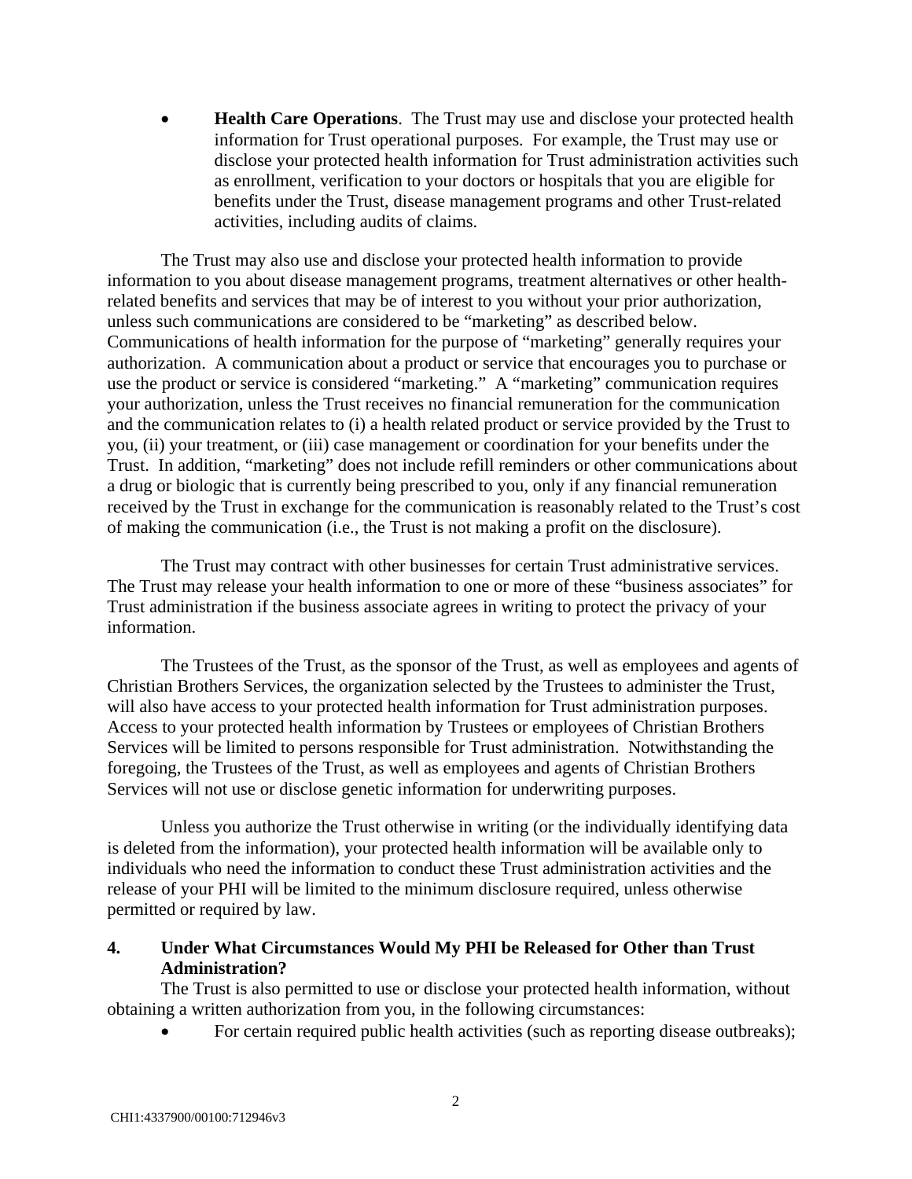- **Health Care Operations**. The Trust may use and disclose your protected health information for Trust operational purposes. For example, the Trust may use or disclose your protected health information for Trust administration activities such as enrollment, verification to your doctors or hospitals that you are eligible for benefits under the Trust, disease management programs and other Trust-related activities, including audits of claims.

The Trust may also use and disclose your protected health information to provide information to you about disease management programs, treatment alternatives or other health-related benefits and services that may be of interest to you without your prior authorization, unless such communications are considered to be "marketing" as described below. Communications of health information for the purpose of "marketing" generally requires your authorization. A communication about a product or service that encourages you to purchase or use the product or service is considered "marketing." A "marketing" communication requires your authorization, unless the Trust receives no financial remuneration for the communication and the communication relates to (i) a health related product or service provided by the Trust to you, (ii) your treatment, or (iii) case management or coordination for your benefits under the Trust. In addition, "marketing" does not include refill reminders or other communications about a drug or biologic that is currently being prescribed to you, only if any financial remuneration received by the Trust in exchange for the communication is reasonably related to the Trust's cost of making the communication (i.e., the Trust is not making a profit on the disclosure).

The Trust may contract with other businesses for certain Trust administrative services. The Trust may release your health information to one or more of these "business associates" for Trust administration if the business associate agrees in writing to protect the privacy of your information.

The Trustees of the Trust, as the sponsor of the Trust, as well as employees and agents of Christian Brothers Services, the organization selected by the Trustees to administer the Trust, will also have access to your protected health information for Trust administration purposes. Access to your protected health information by Trustees or employees of Christian Brothers Services will be limited to persons responsible for Trust administration. Notwithstanding the foregoing, the Trustees of the Trust, as well as employees and agents of Christian Brothers Services will not use or disclose genetic information for underwriting purposes.

Unless you authorize the Trust otherwise in writing (or the individually identifying data is deleted from the information), your protected health information will be available only to individuals who need the information to conduct these Trust administration activities and the release of your PHI will be limited to the minimum disclosure required, unless otherwise permitted or required by law.

## 4. Under What Circumstances Would My PHI be Released for Other than Trust Administration?

The Trust is also permitted to use or disclose your protected health information, without obtaining a written authorization from you, in the following circumstances:

- For certain required public health activities (such as reporting disease outbreaks);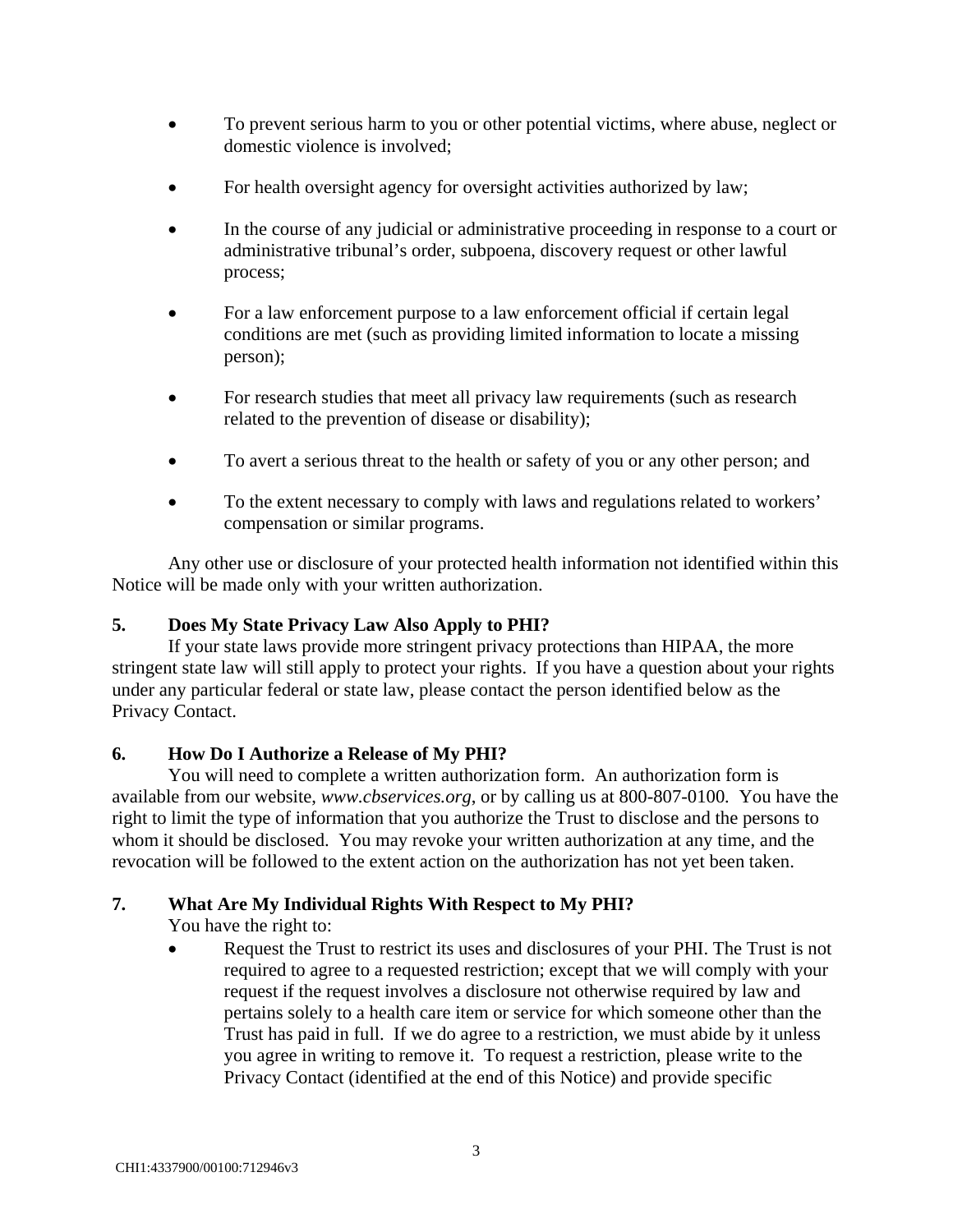- To prevent serious harm to you or other potential victims, where abuse, neglect or domestic violence is involved;
- For health oversight agency for oversight activities authorized by law;
- In the course of any judicial or administrative proceeding in response to a court or administrative tribunal's order, subpoena, discovery request or other lawful process;
- For a law enforcement purpose to a law enforcement official if certain legal conditions are met (such as providing limited information to locate a missing person);
- For research studies that meet all privacy law requirements (such as research related to the prevention of disease or disability);
- To avert a serious threat to the health or safety of you or any other person; and
- To the extent necessary to comply with laws and regulations related to workers' compensation or similar programs.

Any other use or disclosure of your protected health information not identified within this Notice will be made only with your written authorization.

**5. Does My State Privacy Law Also Apply to PHI?**

If your state laws provide more stringent privacy protections than HIPAA, the more stringent state law will still apply to protect your rights. If you have a question about your rights under any particular federal or state law, please contact the person identified below as the Privacy Contact.

**6. How Do I Authorize a Release of My PHI?**

You will need to complete a written authorization form. An authorization form is available from our website, *www.cbservices.org*, or by calling us at 800-807-0100. You have the right to limit the type of information that you authorize the Trust to disclose and the persons to whom it should be disclosed. You may revoke your written authorization at any time, and the revocation will be followed to the extent action on the authorization has not yet been taken.

**7. What Are My Individual Rights With Respect to My PHI?**

You have the right to:

- Request the Trust to restrict its uses and disclosures of your PHI. The Trust is not required to agree to a requested restriction; except that we will comply with your request if the request involves a disclosure not otherwise required by law and pertains solely to a health care item or service for which someone other than the Trust has paid in full. If we do agree to a restriction, we must abide by it unless you agree in writing to remove it. To request a restriction, please write to the Privacy Contact (identified at the end of this Notice) and provide specific

CHI1:4337900/00100:712946v3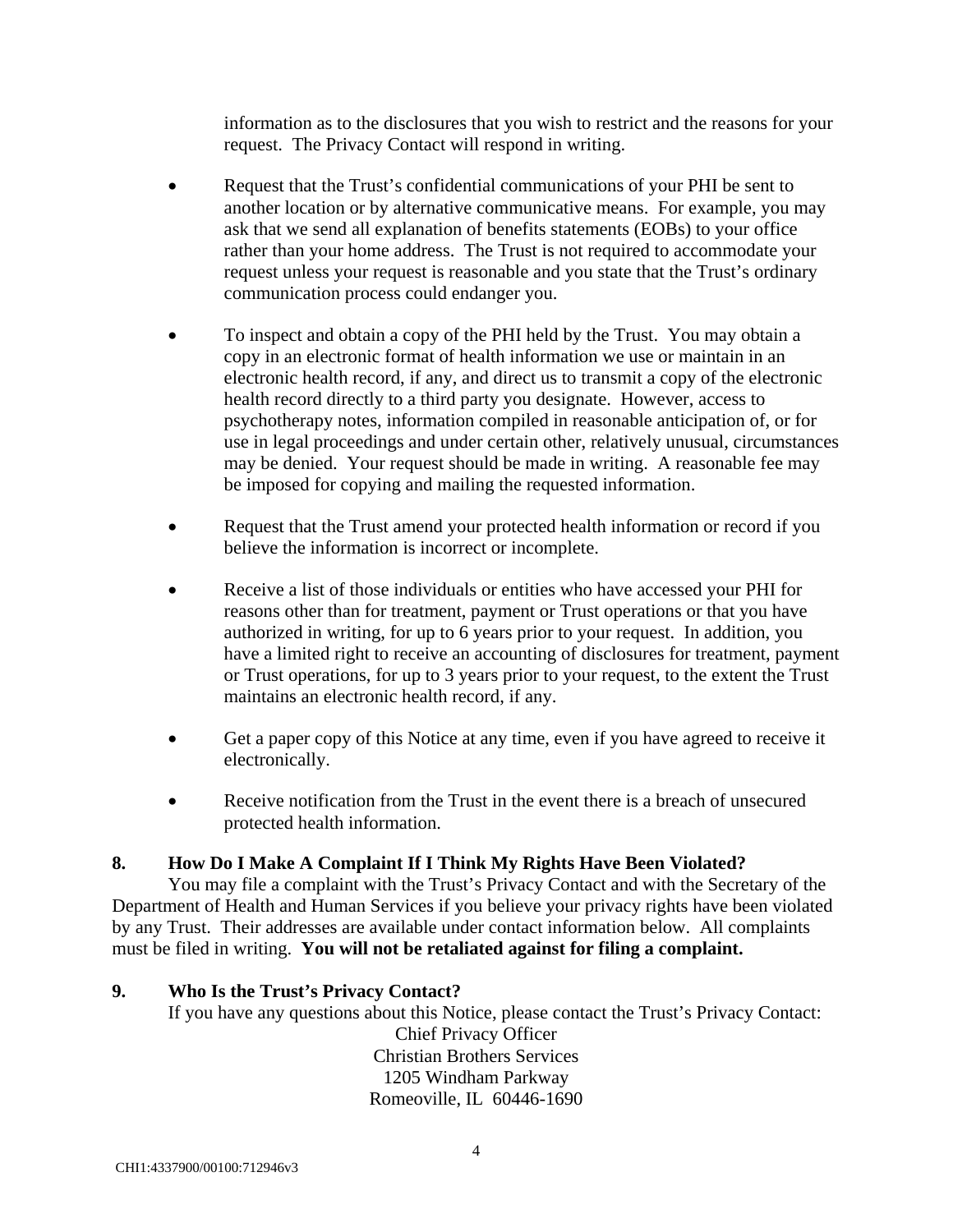information as to the disclosures that you wish to restrict and the reasons for your request. The Privacy Contact will respond in writing.

- Request that the Trust's confidential communications of your PHI be sent to another location or by alternative communicative means. For example, you may ask that we send all explanation of benefits statements (EOBs) to your office rather than your home address. The Trust is not required to accommodate your request unless your request is reasonable and you state that the Trust's ordinary communication process could endanger you.

- To inspect and obtain a copy of the PHI held by the Trust. You may obtain a copy in an electronic format of health information we use or maintain in an electronic health record, if any, and direct us to transmit a copy of the electronic health record directly to a third party you designate. However, access to psychotherapy notes, information compiled in reasonable anticipation of, or for use in legal proceedings and under certain other, relatively unusual, circumstances may be denied. Your request should be made in writing. A reasonable fee may be imposed for copying and mailing the requested information.

- Request that the Trust amend your protected health information or record if you believe the information is incorrect or incomplete.

- Receive a list of those individuals or entities who have accessed your PHI for reasons other than for treatment, payment or Trust operations or that you have authorized in writing, for up to 6 years prior to your request. In addition, you have a limited right to receive an accounting of disclosures for treatment, payment or Trust operations, for up to 3 years prior to your request, to the extent the Trust maintains an electronic health record, if any.

- Get a paper copy of this Notice at any time, even if you have agreed to receive it electronically.

- Receive notification from the Trust in the event there is a breach of unsecured protected health information.

## 8. How Do I Make A Complaint If I Think My Rights Have Been Violated?

You may file a complaint with the Trust's Privacy Contact and with the Secretary of the Department of Health and Human Services if you believe your privacy rights have been violated by any Trust. Their addresses are available under contact information below. All complaints must be filed in writing. **You will not be retaliated against for filing a complaint.**

## 9. Who Is the Trust's Privacy Contact?

If you have any questions about this Notice, please contact the Trust's Privacy Contact:

Chief Privacy Officer
Christian Brothers Services
1205 Windham Parkway
Romeoville, IL 60446-1690

CHI1:4337900/00100:712946v3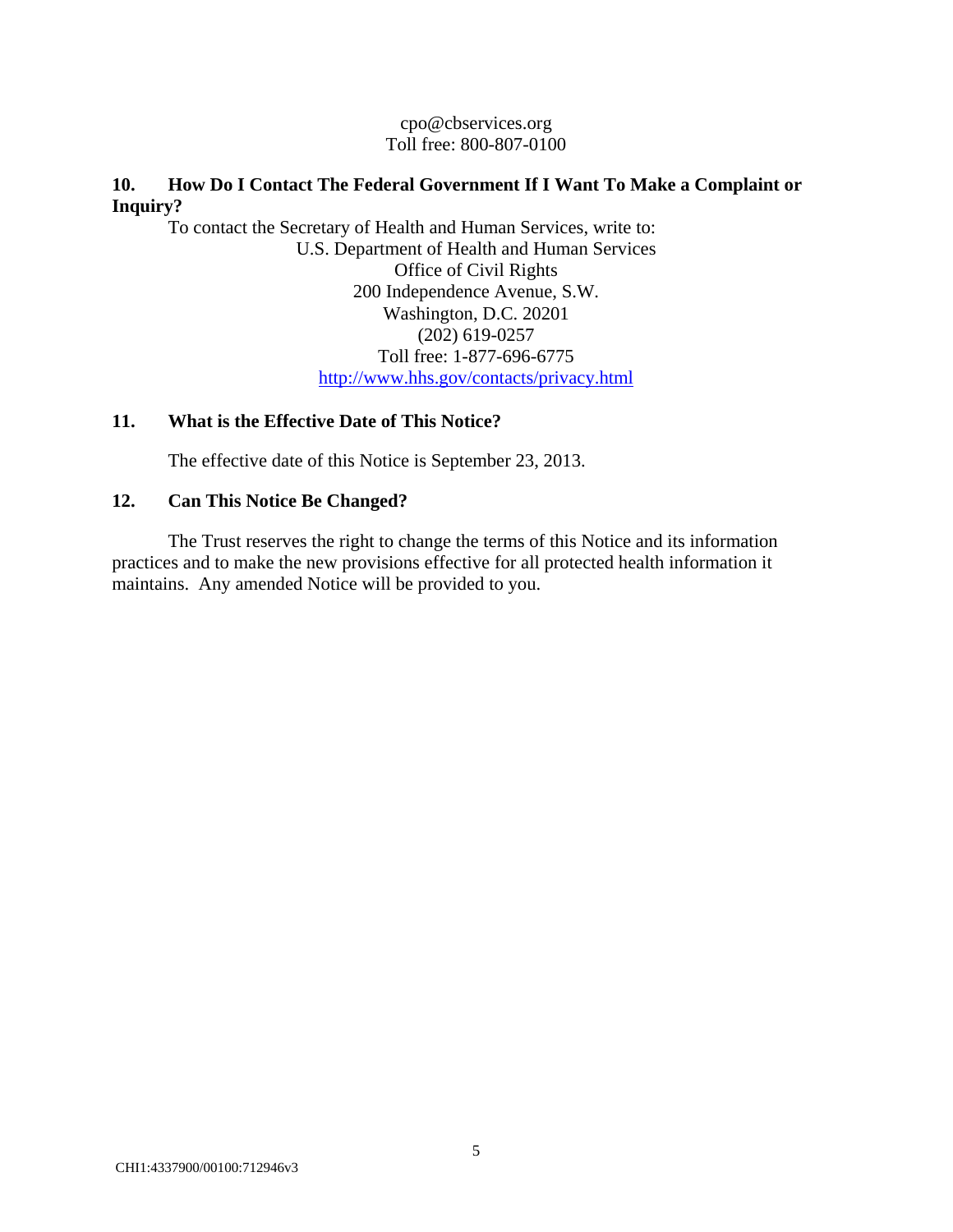cpo@cbservices.org
Toll free: 800-807-0100

### 10. How Do I Contact The Federal Government If I Want To Make a Complaint or Inquiry?

To contact the Secretary of Health and Human Services, write to:

U.S. Department of Health and Human Services
Office of Civil Rights
200 Independence Avenue, S.W.
Washington, D.C. 20201
(202) 619-0257
Toll free: 1-877-696-6775
http://www.hhs.gov/contacts/privacy.html

### 11. What is the Effective Date of This Notice?

The effective date of this Notice is September 23, 2013.

### 12. Can This Notice Be Changed?

The Trust reserves the right to change the terms of this Notice and its information practices and to make the new provisions effective for all protected health information it maintains. Any amended Notice will be provided to you.

CHI1:4337900/00100:712946v3